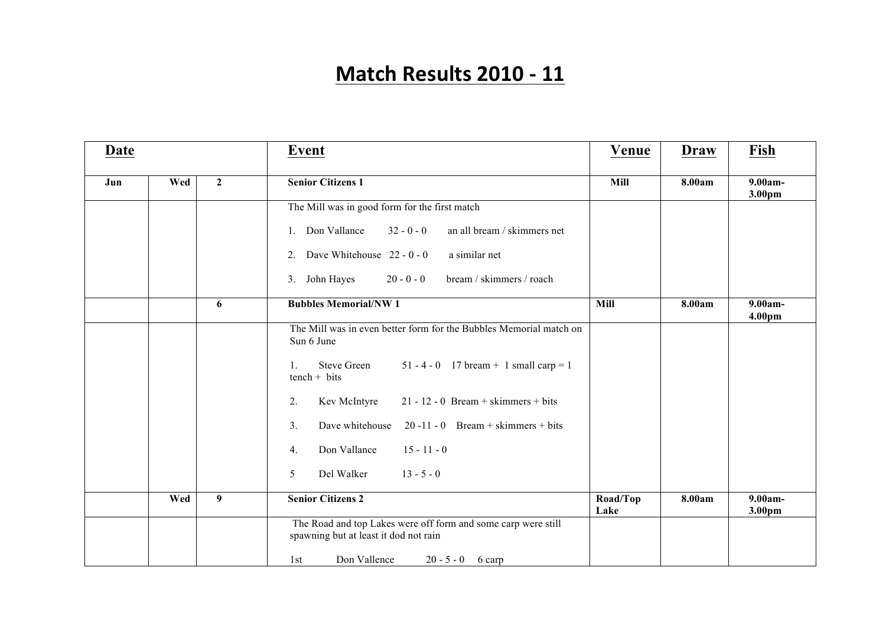# Match Results 2010 - 11

| Date | | | Event | Venue | Draw | Fish |
|---|---|---|---|---|---|---|
| Jun | Wed | 2 | **Senior Citizens 1** | **Mill** | **8.00am** | **9.00am-3.00pm** |
| | | | The Mill was in good form for the first match<br><br>1. Don Vallance 32 - 0 - 0 an all bream / skimmers net<br><br>2. Dave Whitehouse 22 - 0 - 0 a similar net<br><br>3. John Hayes 20 - 0 - 0 bream / skimmers / roach | | | |
| | | 6 | **Bubbles Memorial/NW 1** | **Mill** | **8.00am** | **9.00am-4.00pm** |
| | | | The Mill was in even better form for the Bubbles Memorial match on Sun 6 June<br><br>1. Steve Green 51 - 4 - 0 17 bream + 1 small carp = 1 tench + bits<br><br>2. Kev McIntyre 21 - 12 - 0 Bream + skimmers + bits<br><br>3. Dave whitehouse 20 -11 - 0 Bream + skimmers + bits<br><br>4. Don Vallance 15 - 11 - 0<br><br>5 Del Walker 13 - 5 - 0 | | | |
| | Wed | 9 | **Senior Citizens 2** | **Road/Top Lake** | **8.00am** | **9.00am-3.00pm** |
| | | | The Road and top Lakes were off form and some carp were still spawning but at least it dod not rain<br><br>1st Don Vallence 20 - 5 - 0 6 carp | | | |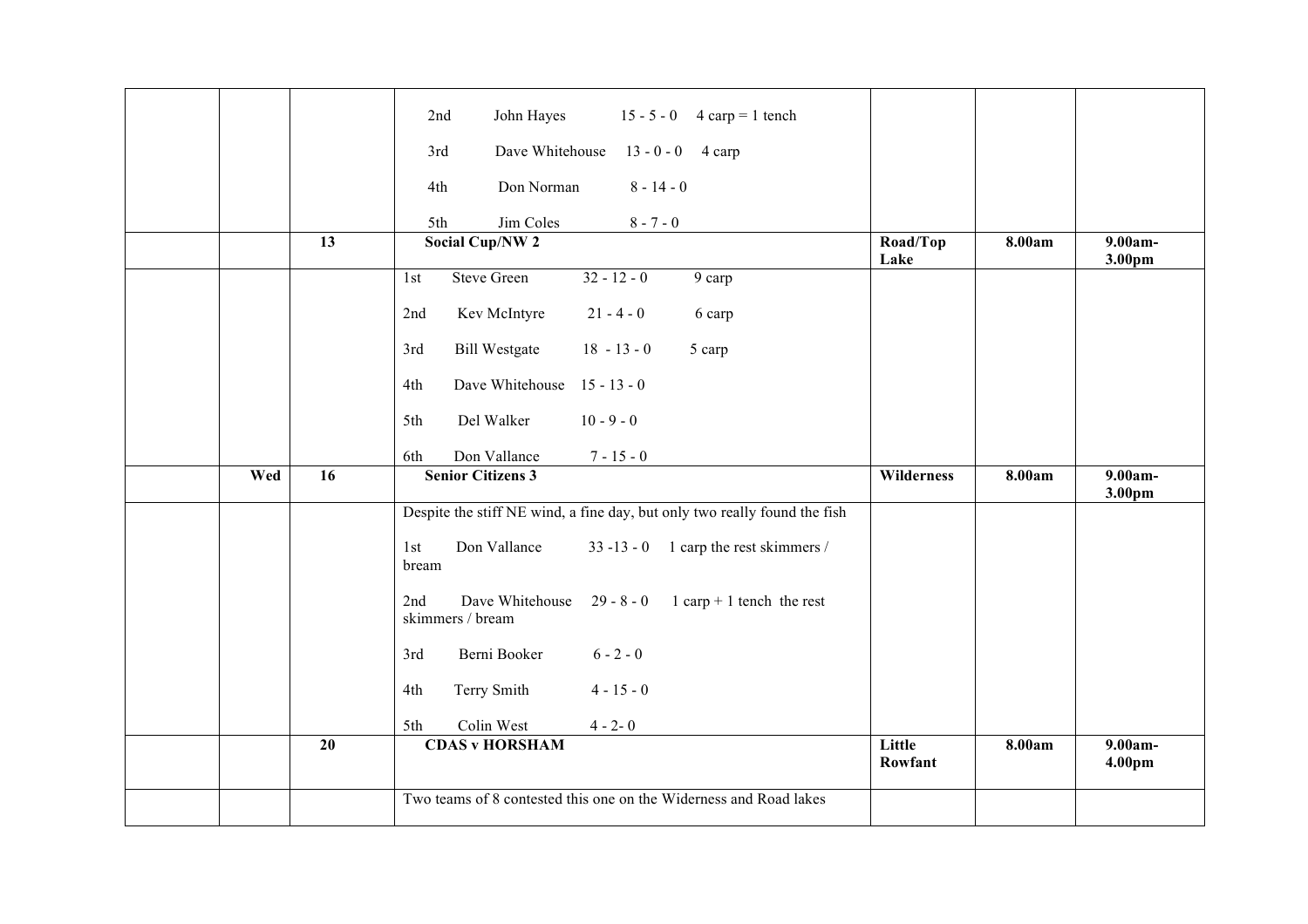| | | | | | | |
|---|---|---|---|---|---|---|
| | | | 2nd John Hayes 15 - 5 - 0 4 carp = 1 tench<br><br>3rd Dave Whitehouse 13 - 0 - 0 4 carp<br><br>4th Don Norman 8 - 14 - 0<br><br>5th Jim Coles 8 - 7 - 0 | | | |
| | | **13** | **Social Cup/NW 2** | **Road/Top Lake** | **8.00am** | **9.00am-3.00pm** |
| | | | 1st Steve Green 32 - 12 - 0 9 carp<br><br>2nd Kev McIntyre 21 - 4 - 0 6 carp<br><br>3rd Bill Westgate 18 - 13 - 0 5 carp<br><br>4th Dave Whitehouse 15 - 13 - 0<br><br>5th Del Walker 10 - 9 - 0<br><br>6th Don Vallance 7 - 15 - 0 | | | |
| | **Wed** | **16** | **Senior Citizens 3** | **Wilderness** | **8.00am** | **9.00am-3.00pm** |
| | | | Despite the stiff NE wind, a fine day, but only two really found the fish<br><br>1st Don Vallance 33 -13 - 0 1 carp the rest skimmers / bream<br><br>2nd Dave Whitehouse 29 - 8 - 0 1 carp + 1 tench the rest skimmers / bream<br><br>3rd Berni Booker 6 - 2 - 0<br><br>4th Terry Smith 4 - 15 - 0<br><br>5th Colin West 4 - 2- 0 | | | |
| | | **20** | **CDAS v HORSHAM** | **Little Rowfant** | **8.00am** | **9.00am-4.00pm** |
| | | | Two teams of 8 contested this one on the Widerness and Road lakes | | | |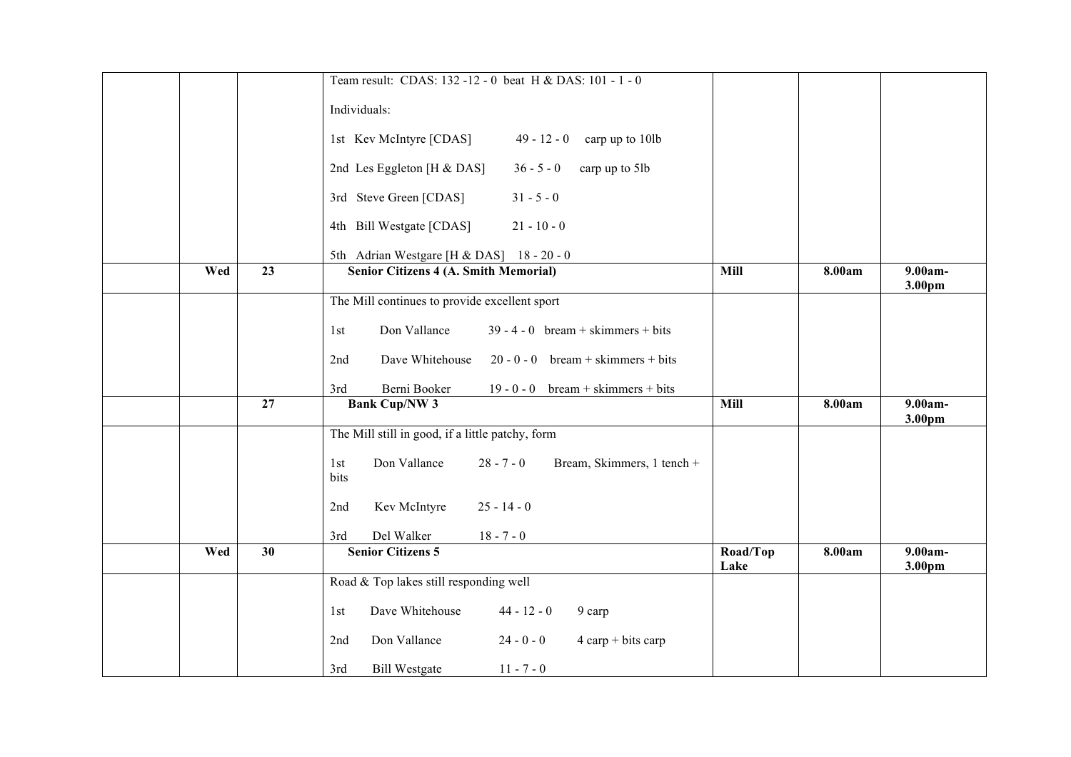| | | | | | |
|---|---|---|---|---|---|
| | | Team result: CDAS: 132 -12 - 0 beat H & DAS: 101 - 1 - 0<br><br>Individuals:<br><br>1st Kev McIntyre [CDAS] 49 - 12 - 0 carp up to 10lb<br><br>2nd Les Eggleton [H & DAS] 36 - 5 - 0 carp up to 5lb<br><br>3rd Steve Green [CDAS] 31 - 5 - 0<br><br>4th Bill Westgate [CDAS] 21 - 10 - 0<br><br>5th Adrian Westgare [H & DAS] 18 - 20 - 0 | | | |
| **Wed** | **23** | **Senior Citizens 4 (A. Smith Memorial)** | **Mill** | **8.00am** | **9.00am-3.00pm** |
| | | The Mill continues to provide excellent sport<br><br>1st Don Vallance 39 - 4 - 0 bream + skimmers + bits<br><br>2nd Dave Whitehouse 20 - 0 - 0 bream + skimmers + bits<br><br>3rd Berni Booker 19 - 0 - 0 bream + skimmers + bits | | | |
| | **27** | **Bank Cup/NW 3** | **Mill** | **8.00am** | **9.00am-3.00pm** |
| | | The Mill still in good, if a little patchy, form<br><br>1st Don Vallance 28 - 7 - 0 Bream, Skimmers, 1 tench + bits<br><br>2nd Kev McIntyre 25 - 14 - 0<br><br>3rd Del Walker 18 - 7 - 0 | | | |
| **Wed** | **30** | **Senior Citizens 5** | **Road/Top Lake** | **8.00am** | **9.00am-3.00pm** |
| | | Road & Top lakes still responding well<br><br>1st Dave Whitehouse 44 - 12 - 0 9 carp<br><br>2nd Don Vallance 24 - 0 - 0 4 carp + bits carp<br><br>3rd Bill Westgate 11 - 7 - 0 | | | |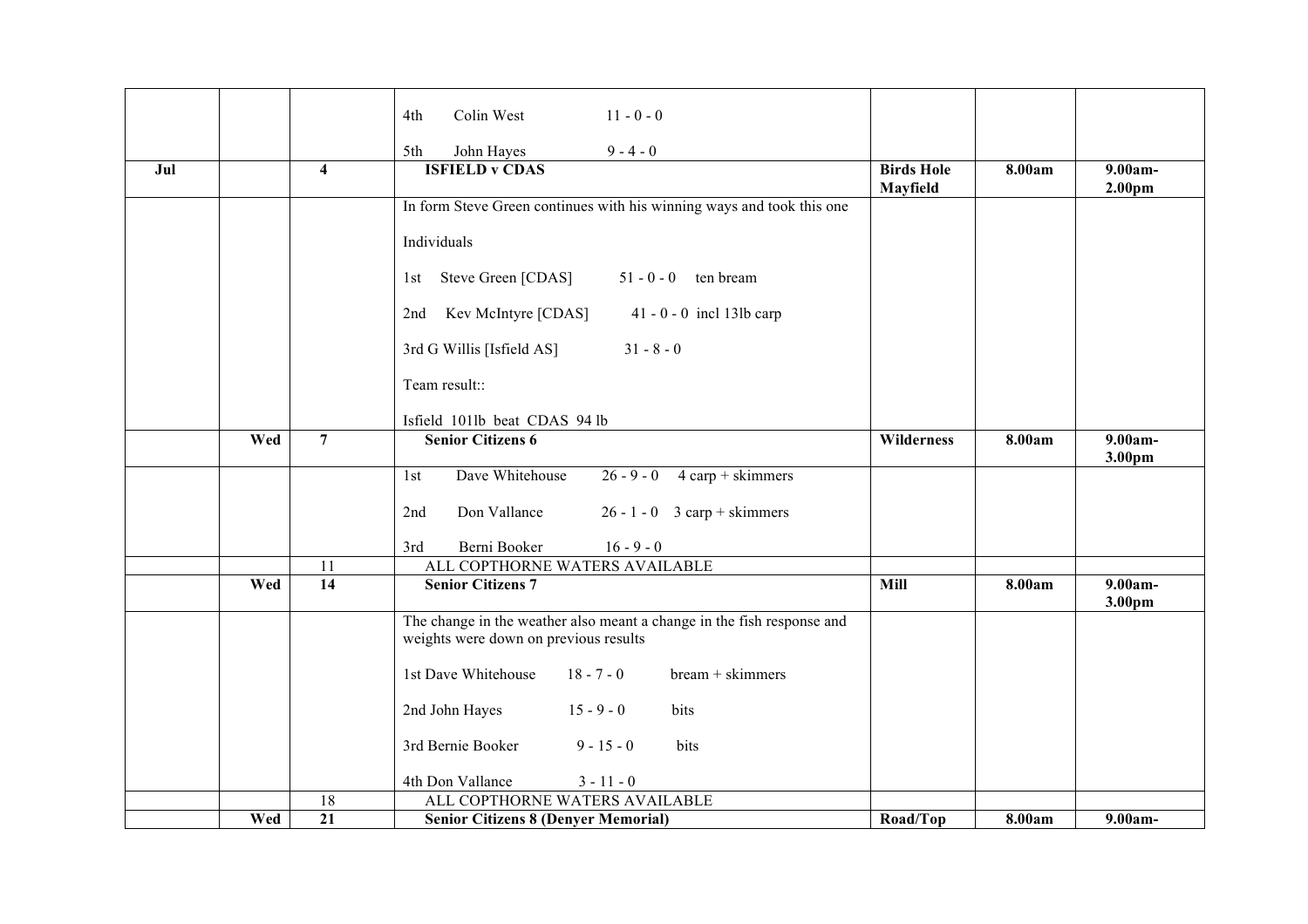| | | | | | | |
|---|---|---|---|---|---|---|
| | | | 4th Colin West 11 - 0 - 0<br><br>5th John Hayes 9 - 4 - 0 | | | |
| **Jul** | | **4** | **ISFIELD v CDAS** | **Birds Hole Mayfield** | **8.00am** | **9.00am-2.00pm** |
| | | | In form Steve Green continues with his winning ways and took this one<br><br>Individuals<br><br>1st Steve Green [CDAS] 51 - 0 - 0 ten bream<br><br>2nd Kev McIntyre [CDAS] 41 - 0 - 0 incl 13lb carp<br><br>3rd G Willis [Isfield AS] 31 - 8 - 0<br><br>Team result::<br><br>Isfield 101lb beat CDAS 94 lb | | | |
| | **Wed** | **7** | **Senior Citizens 6** | **Wilderness** | **8.00am** | **9.00am-3.00pm** |
| | | | 1st Dave Whitehouse 26 - 9 - 0 4 carp + skimmers<br><br>2nd Don Vallance 26 - 1 - 0 3 carp + skimmers<br><br>3rd Berni Booker 16 - 9 - 0 | | | |
| | | 11 | ALL COPTHORNE WATERS AVAILABLE | | | |
| | **Wed** | **14** | **Senior Citizens 7** | **Mill** | **8.00am** | **9.00am-3.00pm** |
| | | | The change in the weather also meant a change in the fish response and weights were down on previous results<br><br>1st Dave Whitehouse 18 - 7 - 0 bream + skimmers<br><br>2nd John Hayes 15 - 9 - 0 bits<br><br>3rd Bernie Booker 9 - 15 - 0 bits<br><br>4th Don Vallance 3 - 11 - 0 | | | |
| | | 18 | ALL COPTHORNE WATERS AVAILABLE | | | |
| | **Wed** | **21** | **Senior Citizens 8 (Denyer Memorial)** | **Road/Top** | **8.00am** | **9.00am-** |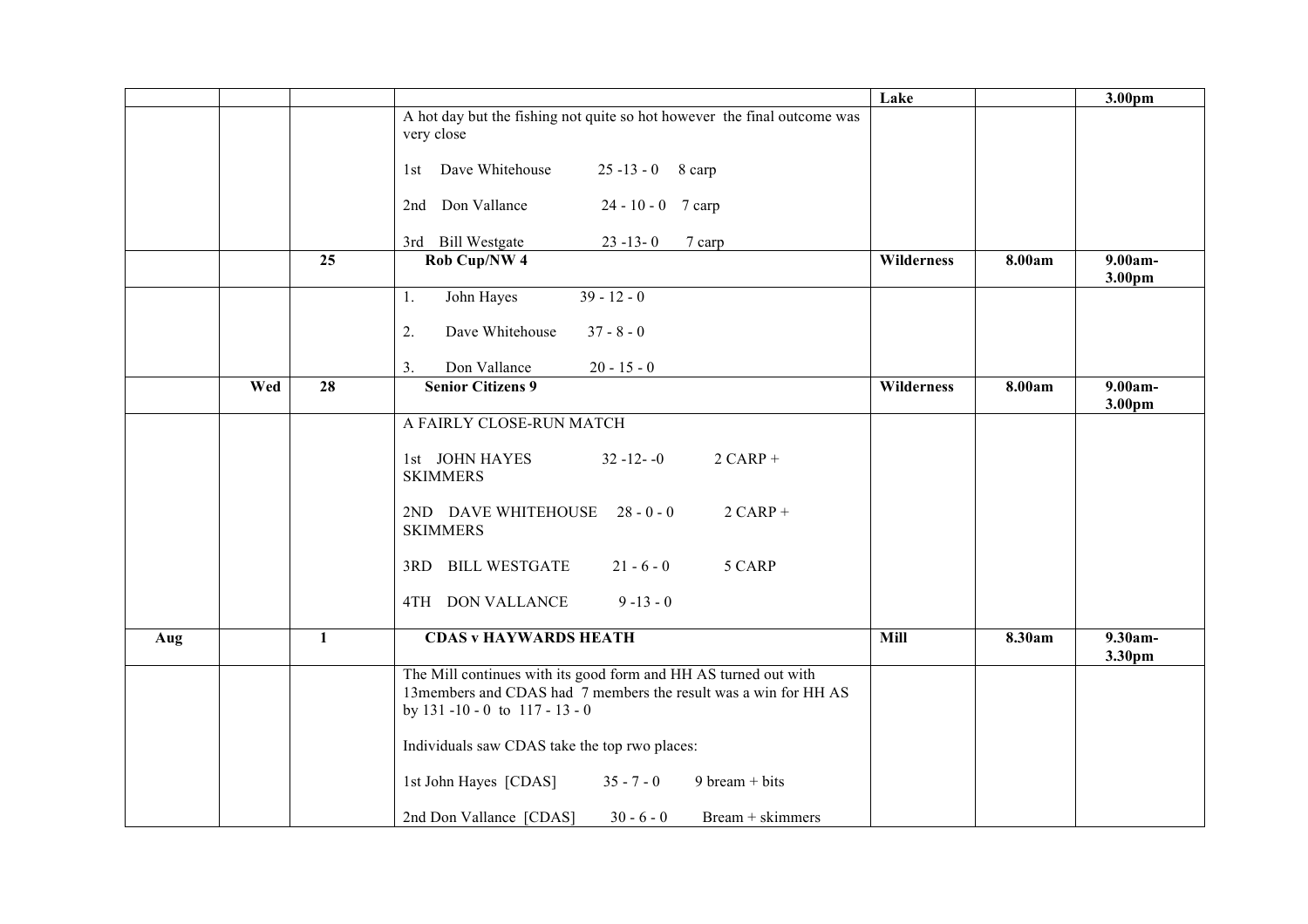| | | | | Lake | | 3.00pm |
|---|---|---|---|---|---|---|
| | | | A hot day but the fishing not quite so hot however the final outcome was very close<br><br>1st Dave Whitehouse 25 -13 - 0 8 carp<br><br>2nd Don Vallance 24 - 10 - 0 7 carp<br><br>3rd Bill Westgate 23 -13- 0 7 carp | | | |
| | | **25** | **Rob Cup/NW 4** | **Wilderness** | **8.00am** | **9.00am-3.00pm** |
| | | | 1. John Hayes 39 - 12 - 0<br><br>2. Dave Whitehouse 37 - 8 - 0<br><br>3. Don Vallance 20 - 15 - 0 | | | |
| | **Wed** | **28** | **Senior Citizens 9** | **Wilderness** | **8.00am** | **9.00am-3.00pm** |
| | | | A FAIRLY CLOSE-RUN MATCH<br><br>1st JOHN HAYES 32 -12- -0 2 CARP + SKIMMERS<br><br>2ND DAVE WHITEHOUSE 28 - 0 - 0 2 CARP + SKIMMERS<br><br>3RD BILL WESTGATE 21 - 6 - 0 5 CARP<br><br>4TH DON VALLANCE 9 -13 - 0 | | | |
| **Aug** | | **1** | **CDAS v HAYWARDS HEATH** | **Mill** | **8.30am** | **9.30am-3.30pm** |
| | | | The Mill continues with its good form and HH AS turned out with 13members and CDAS had 7 members the result was a win for HH AS by 131 -10 - 0 to 117 - 13 - 0<br><br>Individuals saw CDAS take the top rwo places:<br><br>1st John Hayes [CDAS] 35 - 7 - 0 9 bream + bits<br><br>2nd Don Vallance [CDAS] 30 - 6 - 0 Bream + skimmers | | | |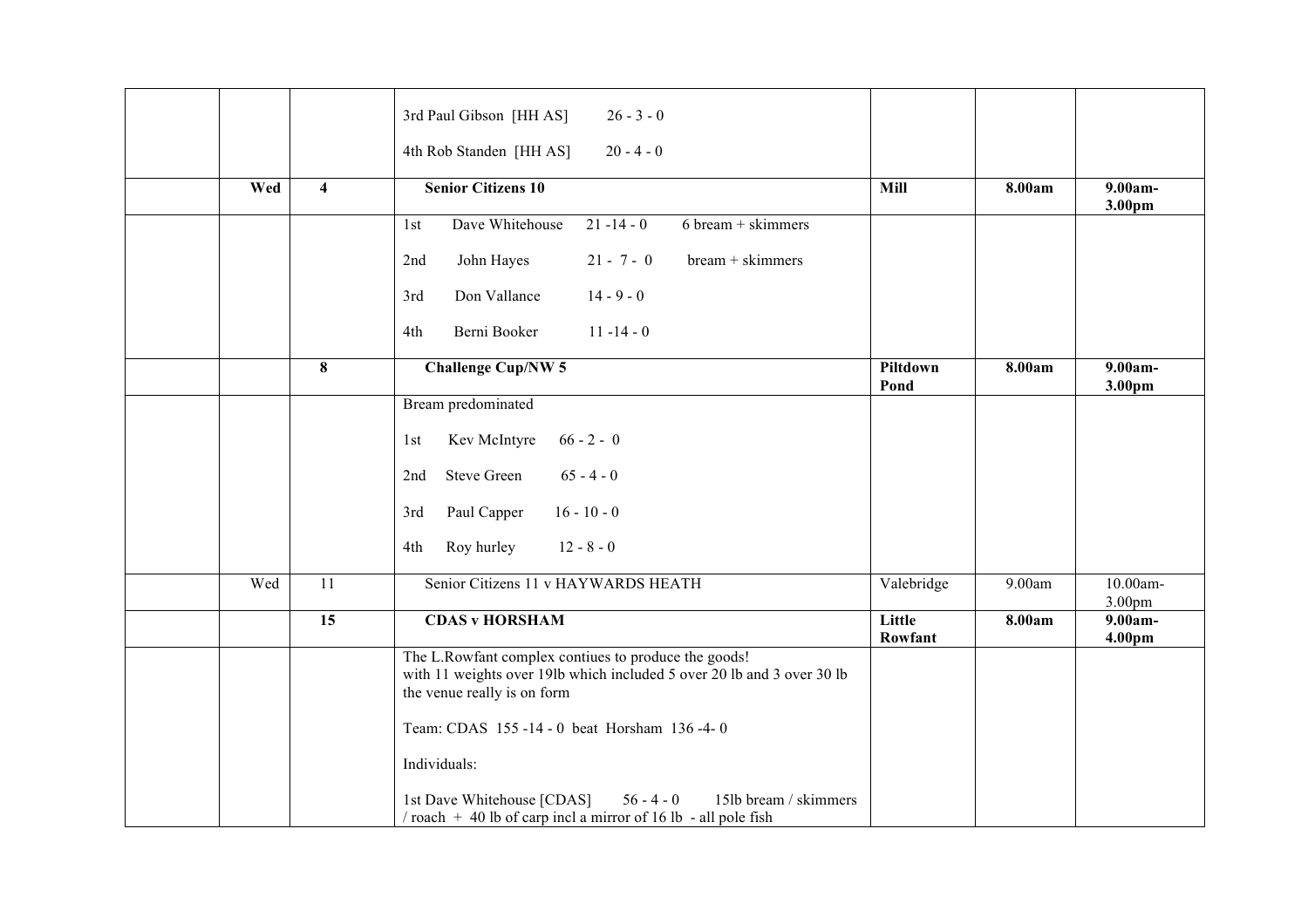|  |  |  |  |  |  |  |
|---|---|---|---|---|---|---|
|  |  |  | 3rd Paul Gibson [HH AS] 26 - 3 - 0<br><br>4th Rob Standen [HH AS] 20 - 4 - 0 |  |  |  |
|  | **Wed** | **4** | **Senior Citizens 10** | **Mill** | **8.00am** | **9.00am-3.00pm** |
|  |  |  | 1st Dave Whitehouse 21 -14 - 0 6 bream + skimmers<br><br>2nd John Hayes 21 - 7 - 0 bream + skimmers<br><br>3rd Don Vallance 14 - 9 - 0<br><br>4th Berni Booker 11 -14 - 0 |  |  |  |
|  |  | **8** | **Challenge Cup/NW 5** | **Piltdown Pond** | **8.00am** | **9.00am-3.00pm** |
|  |  |  | Bream predominated<br><br>1st Kev McIntyre 66 - 2 - 0<br><br>2nd Steve Green 65 - 4 - 0<br><br>3rd Paul Capper 16 - 10 - 0<br><br>4th Roy hurley 12 - 8 - 0 |  |  |  |
|  | Wed | 11 | Senior Citizens 11 v HAYWARDS HEATH | Valebridge | 9.00am | 10.00am-3.00pm |
|  |  | **15** | **CDAS v HORSHAM** | **Little Rowfant** | **8.00am** | **9.00am-4.00pm** |
|  |  |  | The L.Rowfant complex contiues to produce the goods!<br>with 11 weights over 19lb which included 5 over 20 lb and 3 over 30 lb the venue really is on form<br><br>Team: CDAS 155 -14 - 0 beat Horsham 136 -4- 0<br><br>Individuals:<br><br>1st Dave Whitehouse [CDAS] 56 - 4 - 0 15lb bream / skimmers / roach + 40 lb of carp incl a mirror of 16 lb - all pole fish |  |  |  |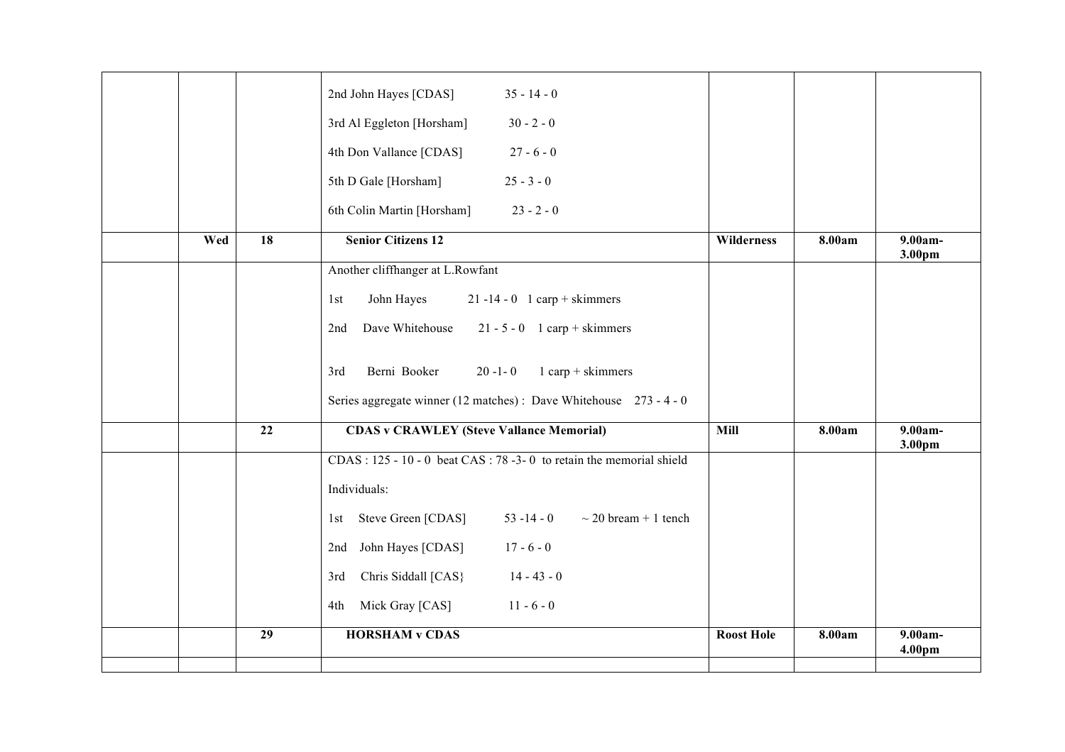| | | | | | | |
|---|---|---|---|---|---|---|
| | | | 2nd John Hayes [CDAS] 35 - 14 - 0<br><br>3rd Al Eggleton [Horsham] 30 - 2 - 0<br><br>4th Don Vallance [CDAS] 27 - 6 - 0<br><br>5th D Gale [Horsham] 25 - 3 - 0<br><br>6th Colin Martin [Horsham] 23 - 2 - 0 | | | |
| | Wed | 18 | **Senior Citizens 12** | **Wilderness** | **8.00am** | **9.00am-3.00pm** |
| | | | Another cliffhanger at L.Rowfant<br><br>1st John Hayes 21 -14 - 0 1 carp + skimmers<br><br>2nd Dave Whitehouse 21 - 5 - 0 1 carp + skimmers<br><br>3rd Berni Booker 20 -1- 0 1 carp + skimmers<br><br>Series aggregate winner (12 matches) : Dave Whitehouse 273 - 4 - 0 | | | |
| | | 22 | **CDAS v CRAWLEY (Steve Vallance Memorial)** | **Mill** | **8.00am** | **9.00am-3.00pm** |
| | | | CDAS : 125 - 10 - 0 beat CAS : 78 -3- 0 to retain the memorial shield<br><br>Individuals:<br><br>1st Steve Green [CDAS] 53 -14 - 0 ~ 20 bream + 1 tench<br><br>2nd John Hayes [CDAS] 17 - 6 - 0<br><br>3rd Chris Siddall [CAS} 14 - 43 - 0<br><br>4th Mick Gray [CAS] 11 - 6 - 0 | | | |
| | | 29 | **HORSHAM v CDAS** | **Roost Hole** | **8.00am** | **9.00am-4.00pm** |
| | | | | | | |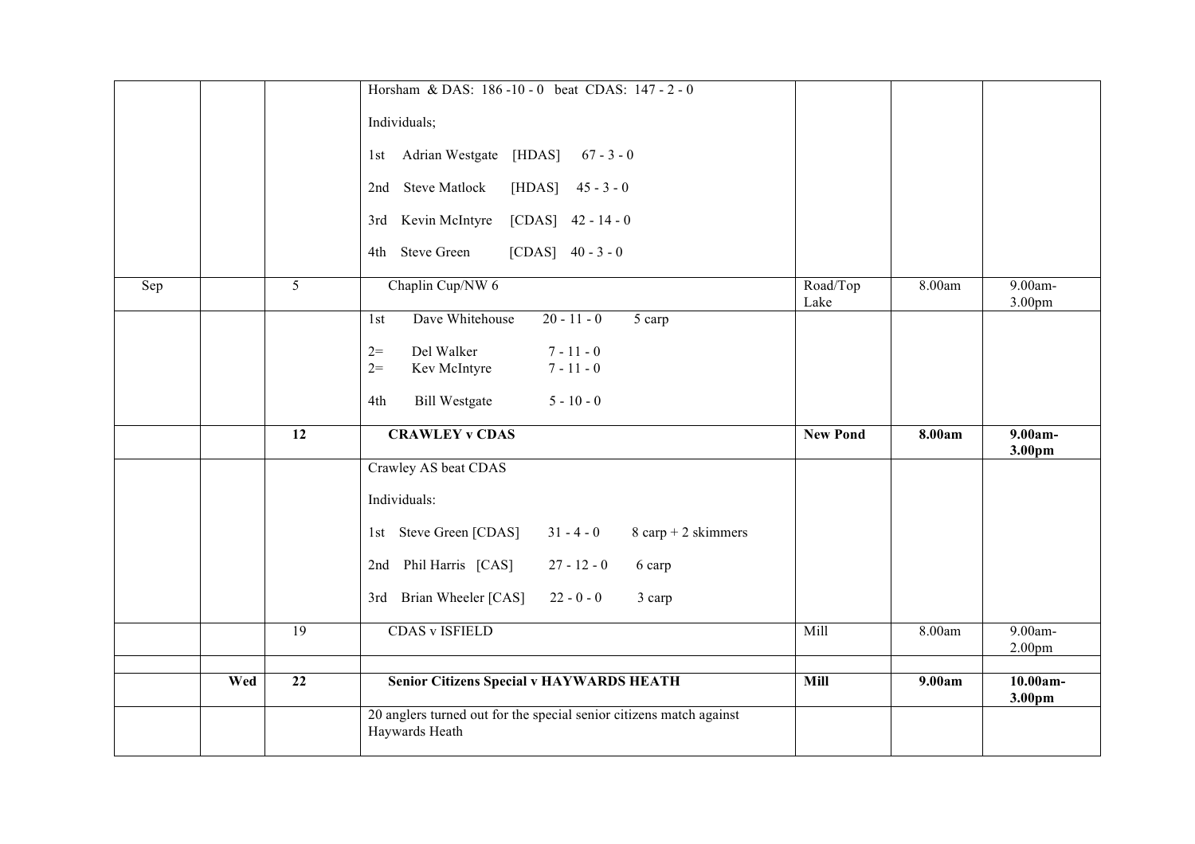| | | | | | | |
|---|---|---|---|---|---|---|
| | | | Horsham & DAS: 186 -10 - 0 beat CDAS: 147 - 2 - 0<br><br>Individuals;<br><br>1st Adrian Westgate [HDAS] 67 - 3 - 0<br><br>2nd Steve Matlock [HDAS] 45 - 3 - 0<br><br>3rd Kevin McIntyre [CDAS] 42 - 14 - 0<br><br>4th Steve Green [CDAS] 40 - 3 - 0 | | | |
| Sep | | 5 | Chaplin Cup/NW 6 | Road/Top Lake | 8.00am | 9.00am-3.00pm |
| | | | 1st Dave Whitehouse 20 - 11 - 0 5 carp<br><br>2= Del Walker 7 - 11 - 0<br>2= Kev McIntyre 7 - 11 - 0<br><br>4th Bill Westgate 5 - 10 - 0 | | | |
| | | **12** | **CRAWLEY v CDAS** | **New Pond** | **8.00am** | **9.00am-3.00pm** |
| | | | Crawley AS beat CDAS<br><br>Individuals:<br><br>1st Steve Green [CDAS] 31 - 4 - 0 8 carp + 2 skimmers<br><br>2nd Phil Harris [CAS] 27 - 12 - 0 6 carp<br><br>3rd Brian Wheeler [CAS] 22 - 0 - 0 3 carp | | | |
| | | 19 | CDAS v ISFIELD | Mill | 8.00am | 9.00am-2.00pm |
| | | | | | | |
| | **Wed** | **22** | **Senior Citizens Special v HAYWARDS HEATH** | **Mill** | **9.00am** | **10.00am-3.00pm** |
| | | | 20 anglers turned out for the special senior citizens match against Haywards Heath | | | |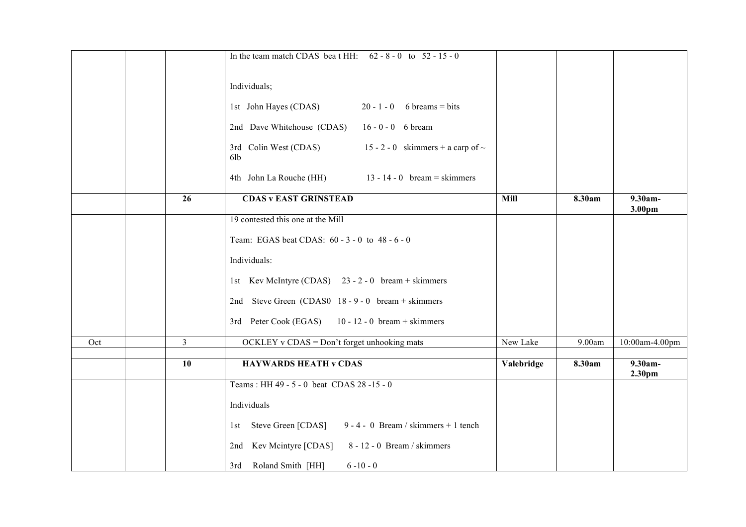| | | | | | | |
|---|---|---|---|---|---|---|
| | | | In the team match CDAS bea t HH: 62 - 8 - 0 to 52 - 15 - 0<br><br>Individuals;<br><br>1st John Hayes (CDAS) 20 - 1 - 0 6 breams = bits<br><br>2nd Dave Whitehouse (CDAS) 16 - 0 - 0 6 bream<br><br>3rd Colin West (CDAS) 15 - 2 - 0 skimmers + a carp of ~ 6lb<br><br>4th John La Rouche (HH) 13 - 14 - 0 bream = skimmers | | | |
| | | **26** | **CDAS v EAST GRINSTEAD** | **Mill** | **8.30am** | **9.30am-3.00pm** |
| | | | 19 contested this one at the Mill<br><br>Team: EGAS beat CDAS: 60 - 3 - 0 to 48 - 6 - 0<br><br>Individuals:<br><br>1st Kev McIntyre (CDAS) 23 - 2 - 0 bream + skimmers<br><br>2nd Steve Green (CDAS0 18 - 9 - 0 bream + skimmers<br><br>3rd Peter Cook (EGAS) 10 - 12 - 0 bream + skimmers | | | |
| Oct | | 3 | OCKLEY v CDAS = Don't forget unhooking mats | New Lake | 9.00am | 10:00am-4.00pm |
| | | | | | | |
| | | **10** | **HAYWARDS HEATH v CDAS** | **Valebridge** | **8.30am** | **9.30am-2.30pm** |
| | | | Teams : HH 49 - 5 - 0 beat CDAS 28 -15 - 0<br><br>Individuals<br><br>1st Steve Green [CDAS] 9 - 4 - 0 Bream / skimmers + 1 tench<br><br>2nd Kev Mcintyre [CDAS] 8 - 12 - 0 Bream / skimmers<br><br>3rd Roland Smith [HH] 6 -10 - 0 | | | |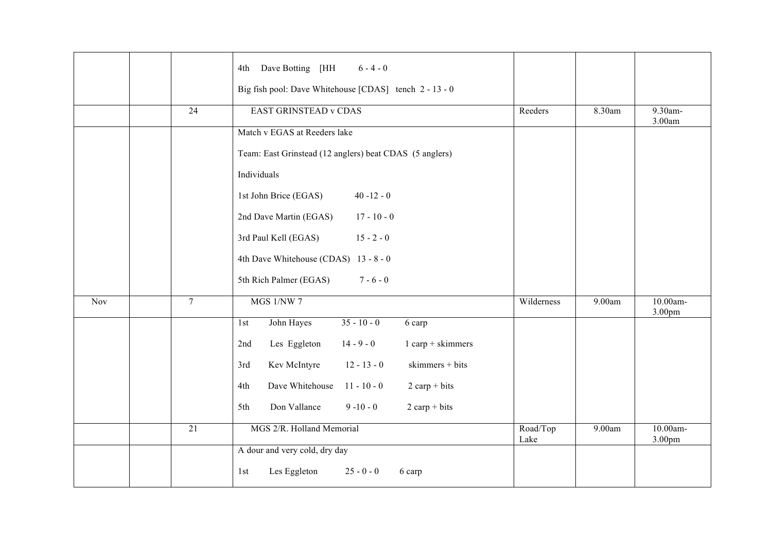| | | | | | | |
|---|---|---|---|---|---|---|
| | | | 4th Dave Botting [HH 6 - 4 - 0<br><br>Big fish pool: Dave Whitehouse [CDAS] tench 2 - 13 - 0 | | | |
| | | 24 | EAST GRINSTEAD v CDAS | Reeders | 8.30am | 9.30am-3.00am |
| | | | Match v EGAS at Reeders lake<br><br>Team: East Grinstead (12 anglers) beat CDAS (5 anglers)<br><br>Individuals<br><br>1st John Brice (EGAS) 40 -12 - 0<br><br>2nd Dave Martin (EGAS) 17 - 10 - 0<br><br>3rd Paul Kell (EGAS) 15 - 2 - 0<br><br>4th Dave Whitehouse (CDAS) 13 - 8 - 0<br><br>5th Rich Palmer (EGAS) 7 - 6 - 0 | | | |
| Nov | | 7 | MGS 1/NW 7 | Wilderness | 9.00am | 10.00am-3.00pm |
| | | | 1st John Hayes 35 - 10 - 0 6 carp<br><br>2nd Les Eggleton 14 - 9 - 0 1 carp + skimmers<br><br>3rd Kev McIntyre 12 - 13 - 0 skimmers + bits<br><br>4th Dave Whitehouse 11 - 10 - 0 2 carp + bits<br><br>5th Don Vallance 9 -10 - 0 2 carp + bits | | | |
| | | 21 | MGS 2/R. Holland Memorial | Road/Top Lake | 9.00am | 10.00am-3.00pm |
| | | | A dour and very cold, dry day<br><br>1st Les Eggleton 25 - 0 - 0 6 carp | | | |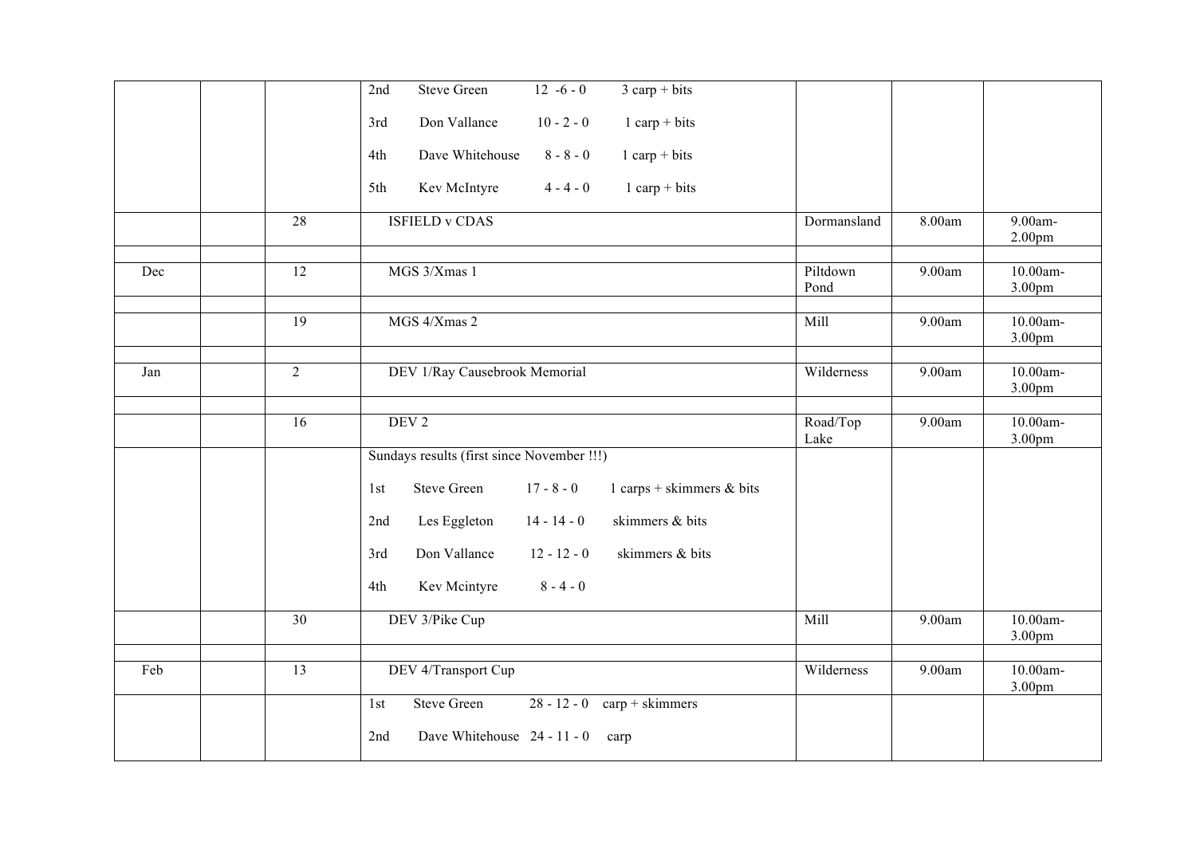| | | | | | | |
|---|---|---|---|---|---|---|
| | | | 2nd Steve Green 12 -6 - 0 3 carp + bits<br>3rd Don Vallance 10 - 2 - 0 1 carp + bits<br>4th Dave Whitehouse 8 - 8 - 0 1 carp + bits<br>5th Kev McIntyre 4 - 4 - 0 1 carp + bits | | | |
| | | 28 | ISFIELD v CDAS | Dormansland | 8.00am | 9.00am-2.00pm |
| | | | | | | |
| Dec | | 12 | MGS 3/Xmas 1 | Piltdown Pond | 9.00am | 10.00am-3.00pm |
| | | | | | | |
| | | 19 | MGS 4/Xmas 2 | Mill | 9.00am | 10.00am-3.00pm |
| | | | | | | |
| Jan | | 2 | DEV 1/Ray Causebrook Memorial | Wilderness | 9.00am | 10.00am-3.00pm |
| | | | | | | |
| | | 16 | DEV 2 | Road/Top Lake | 9.00am | 10.00am-3.00pm |
| | | | Sundays results (first since November !!!)<br>1st Steve Green 17 - 8 - 0 1 carps + skimmers & bits<br>2nd Les Eggleton 14 - 14 - 0 skimmers & bits<br>3rd Don Vallance 12 - 12 - 0 skimmers & bits<br>4th Kev Mcintyre 8 - 4 - 0 | | | |
| | | 30 | DEV 3/Pike Cup | Mill | 9.00am | 10.00am-3.00pm |
| | | | | | | |
| Feb | | 13 | DEV 4/Transport Cup | Wilderness | 9.00am | 10.00am-3.00pm |
| | | | 1st Steve Green 28 - 12 - 0 carp + skimmers<br>2nd Dave Whitehouse 24 - 11 - 0 carp | | | |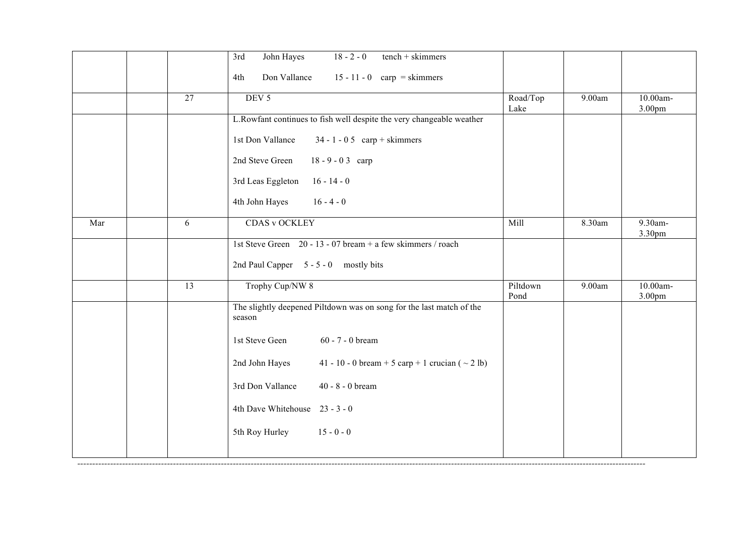|  |  |  |  |  |  |  |
|---|---|---|---|---|---|---|
|  |  |  | 3rd John Hayes 18 - 2 - 0 tench + skimmers<br><br>4th Don Vallance 15 - 11 - 0 carp = skimmers |  |  |  |
|  |  | 27 | DEV 5 | Road/Top Lake | 9.00am | 10.00am-3.00pm |
|  |  |  | L.Rowfant continues to fish well despite the very changeable weather<br><br>1st Don Vallance 34 - 1 - 0 5 carp + skimmers<br><br>2nd Steve Green 18 - 9 - 0 3 carp<br><br>3rd Leas Eggleton 16 - 14 - 0<br><br>4th John Hayes 16 - 4 - 0 |  |  |  |
| Mar |  | 6 | CDAS v OCKLEY | Mill | 8.30am | 9.30am-3.30pm |
|  |  |  | 1st Steve Green 20 - 13 - 07 bream + a few skimmers / roach<br><br>2nd Paul Capper 5 - 5 - 0 mostly bits |  |  |  |
|  |  | 13 | Trophy Cup/NW 8 | Piltdown Pond | 9.00am | 10.00am-3.00pm |
|  |  |  | The slightly deepened Piltdown was on song for the last match of the season<br><br>1st Steve Geen 60 - 7 - 0 bream<br><br>2nd John Hayes 41 - 10 - 0 bream + 5 carp + 1 crucian ( ~ 2 lb)<br><br>3rd Don Vallance 40 - 8 - 0 bream<br><br>4th Dave Whitehouse 23 - 3 - 0<br><br>5th Roy Hurley 15 - 0 - 0 |  |  |  |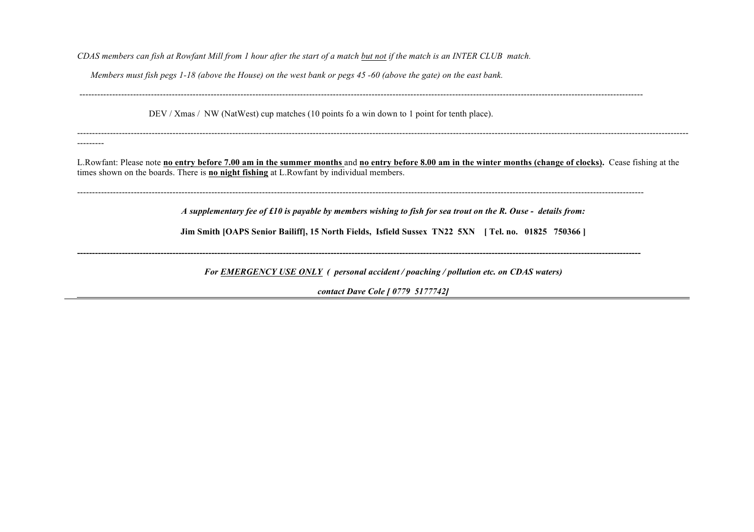*CDAS members can fish at Rowfant Mill from 1 hour after the start of a match but not if the match is an INTER CLUB match.*

*Members must fish pegs 1-18 (above the House) on the west bank or pegs 45 -60 (above the gate) on the east bank.*

---

DEV / Xmas / NW (NatWest) cup matches (10 points fo a win down to 1 point for tenth place).

---

L.Rowfant: Please note **no entry before 7.00 am in the summer months** and **no entry before 8.00 am in the winter months (change of clocks).** Cease fishing at the times shown on the boards. There is **no night fishing** at L.Rowfant by individual members.

---

***A supplementary fee of £10 is payable by members wishing to fish for sea trout on the R. Ouse - details from:***

**Jim Smith [OAPS Senior Bailiff], 15 North Fields, Isfield Sussex TN22 5XN [ Tel. no. 01825 750366 ]**

---

***For EMERGENCY USE ONLY ( personal accident / poaching / pollution etc. on CDAS waters)***

***contact Dave Cole [ 0779 5177742]***